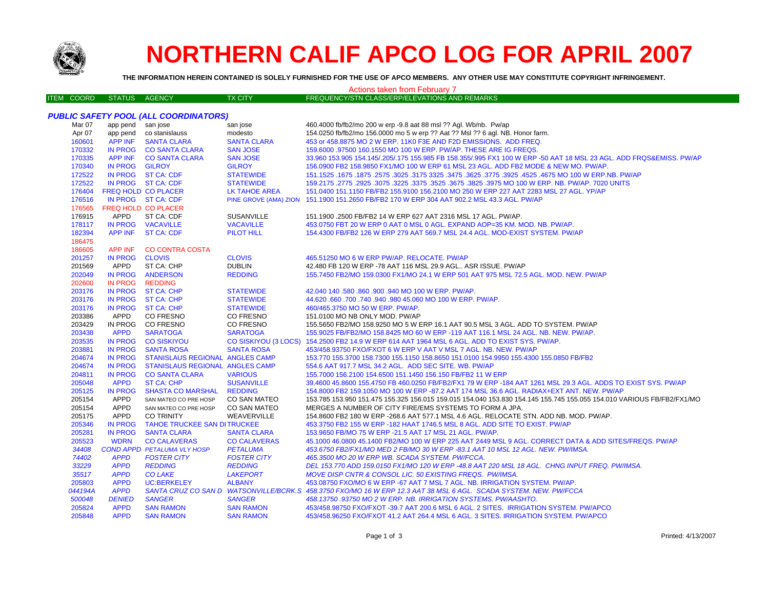# NORTHERN CALIF APCO LOG FOR APRIL 2007

**THE INFORMATION HEREIN CONTAINED IS SOLELY FURNISHED FOR THE USE OF APCO MEMBERS. ANY OTHER USE MAY CONSTITUTE COPYRIGHT INFRINGEMENT.**

Actions taken from February 7

### *PUBLIC SAFETY POOL (ALL COORDINATORS)*

| ITEM COORD | STATUS | AGENCY | TX CITY | FREQUENCY/STN CLASS/ERP/ELEVATIONS AND REMARKS |
|---|---|---|---|---|
| Mar 07 | app pend | san jose | san jose | 460.4000 fb/fb2/mo 200 w erp -9.8 aat 88 msl ?? Agl. Wb/nb. Pw/ap |
| Apr 07 | app pend | co stanislauss | modesto | 154.0250 fb/fb2/mo 156.0000 mo 5 w erp ?? Aat ?? Msl ?? 6 agl. NB. Honor farm. |
| 160601 | APP INF | SANTA CLARA | SANTA CLARA | 453 or 458.8875 MO 2 W ERP. 11K0 F3E AND F2D EMISSIONS. ADD FREQ. |
| 170332 | IN PROG | CO SANTA CLARA | SAN JOSE | 159.6000 .97500 160.1550 MO 100 W ERP. PW/AP. THESE ARE IG FREQS. |
| 170335 | APP INF | CO SANTA CLARA | SAN JOSE | 33.960 153.905 154.145/.205/.175 155.985 FB 158.355/.995 FX1 100 W ERP -50 AAT 18 MSL 23 AGL. ADD FRQS&EMISS. PW/AP |
| 170340 | IN PROG | GILROY | GILROY | 156.0900 FB2 158.9850 FX1/MO 100 W ERP 61 MSL 23 AGL. ADD FB2 MODE & NEW MO. PW/AP. |
| 172522 | IN PROG | ST CA: CDF | STATEWIDE | 151.1525 .1675 .1875 .2575 .3025 .3175 3325 .3475 .3625 .3775 .3925 .4525 .4675 MO 100 W ERP.NB. PW/AP |
| 172522 | IN PROG | ST CA: CDF | STATEWIDE | 159.2175 .2775 .2925 .3075 .3225 .3375 .3525 .3675 .3825 .3975 MO 100 W ERP. NB. PW/AP. 7020 UNITS |
| 176404 | FREQ HOLD | CO PLACER | LK TAHOE AREA | 151.0400 151.1150 FB/FB2 155.9100 156.2100 MO 250 W ERP 227 AAT 2283 MSL 27 AGL. YP/AP |
| 176516 | IN PROG | ST CA: CDF | PINE GROVE (AMA) ZION | 151.1900 151.2650 FB/FB2 170 W ERP 304 AAT 902.2 MSL 43.3 AGL. PW/AP |
| 176565 | FREQ HOLD | CO PLACER | | |
| 176915 | APPD | ST CA: CDF | SUSANVILLE | 151.1900 .2500 FB/FB2 14 W ERP 627 AAT 2316 MSL 17 AGL. PW/AP. |
| 178117 | IN PROG | VACAVILLE | VACAVILLE | 453.0750 FBT 20 W ERP 0 AAT 0 MSL 0 AGL. EXPAND AOP=35 KM. MOD. NB. PW/AP. |
| 182394 | APP INF | ST CA: CDF | PILOT HILL | 154.4300 FB/FB2 126 W ERP 279 AAT 569.7 MSL 24.4 AGL. MOD-EXIST SYSTEM. PW/AP |
| 186475 | | | | |
| 186605 | APP INF | CO CONTRA COSTA | | |
| 201257 | IN PROG | CLOVIS | CLOVIS | 465.51250 MO 6 W ERP PW/AP. RELOCATE. PW/AP |
| 201569 | APPD | ST CA: CHP | DUBLIN | 42.480 FB 120 W ERP -78 AAT 116 MSL 29.9 AGL.. ASR ISSUE. PW/AP |
| 202049 | IN PROG | ANDERSON | REDDING | 155.7450 FB2/MO 159.0300 FX1/MO 24.1 W ERP 501 AAT 975 MSL 72.5 AGL. MOD. NEW. PW/AP |
| 202600 | IN PROG | REDDING | | |
| 203176 | IN PROG | ST CA: CHP | STATEWIDE | 42.040 140 .580 .860 .900 .940 MO 100 W ERP. PW/AP. |
| 203176 | IN PROG | ST CA: CHP | STATEWIDE | 44.620 .660 .700 .740 .940 .980 45.060 MO 100 W ERP. PW/AP. |
| 203176 | IN PROG | ST CA: CHP | STATEWIDE | 460/465.3750 MO 50 W ERP. PW/AP. |
| 203386 | APPD | CO FRESNO | CO FRESNO | 151.0100 MO NB ONLY MOD. PW/AP |
| 203429 | IN PROG | CO FRESNO | CO FRESNO | 155.5650 FB2/MO 158.9250 MO 5 W ERP 16.1 AAT 90.5 MSL 3 AGL. ADD TO SYSTEM. PW/AP |
| 203438 | APPD | SARATOGA | SARATOGA | 155.9025 FB/FB2/MO 158.8425 MO 60 W ERP -119 AAT 116.1 MSL 24 AGL. NB. NEW. PW/AP. |
| 203535 | IN PROG | CO SISKIYOU | CO SISKIYOU (3 LOCS) | 154.2500 FB2 14.9 W ERP 614 AAT 1964 MSL 6 AGL. ADD TO EXIST SYS. PW/AP. |
| 203881 | IN PROG | SANTA ROSA | SANTA ROSA | 453/458.93750 FXO/FXOT 6 W ERP V AAT V MSL 7 AGL. NB. NEW. PW/AP |
| 204674 | IN PROG | STANISLAUS REGIONAL | ANGLES CAMP | 153.770 155.3700 158.7300 155.1150 158.8650 151.0100 154.9950 155.4300 155.0850 FB/FB2 |
| 204674 | IN PROG | STANISLAUS REGIONAL | ANGLES CAMP | 554.6 AAT 917.7 MSL 34.2 AGL. ADD SEC SITE. WB. PW/AP |
| 204811 | IN PROG | CO SANTA CLARA | VARIOUS | 155.7000 156.2100 154.6500 151.1450 156.150 FB/FB2 11 W ERP |
| 205048 | APPD | ST CA: CHP | SUSANVILLE | 39.4600 45.8600 155.4750 FB 460.0250 FB/FB2/FX1 79 W ERP -184 AAT 1261 MSL 29.3 AGL. ADDS TO EXIST SYS. PW/AP |
| 205125 | IN PROG | SHASTA CO MARSHAL | REDDING | 154.8000 FB2 159.1050 MO 100 W ERP -87.2 AAT 174 MSL 36.6 AGL. RADIAX+EXT ANT. NEW. PW/AP |
| 205154 | APPD | SAN MATEO CO PRE HOSP | CO SAN MATEO | 153.785 153.950 151.475 155.325 156.015 159.015 154.040 153.830 154.145 155.745 155.055 154.010 VARIOUS FB/FB2/FX1/MO |
| 205154 | APPD | SAN MATEO CO PRE HOSP | CO SAN MATEO | MERGES A NUMBER OF CITY FIRE/EMS SYSTEMS TO FORM A JPA. |
| 205175 | APPD | CO TRINITY | WEAVERVILLE | 154.8600 FB2 180 W ERP -268.6 AAT 577.1 MSL 4.6 AGL. RELOCATE STN. ADD NB. MOD. PW/AP. |
| 205346 | IN PROG | TAHOE TRUCKEE SAN DI | TRUCKEE | 453.3750 FB2 155 W ERP -182 HAAT 1746.5 MSL 8 AGL. ADD SITE TO EXIST. PW/AP |
| 205281 | IN PROG | SANTA CLARA | SANTA CLARA | 153.9650 FB/MO 75 W ERP -21.5 AAT 17 MSL 21 AGL. PW/AP. |
| 205523 | WDRN | CO CALAVERAS | CO CALAVERAS | 45.1000 46.0800 45.1400 FB2/MO 100 W ERP 225 AAT 2449 MSL 9 AGL. CORRECT DATA & ADD SITES/FREQS. PW/AP |
| *34408* | *COND APPD* | *PETALUMA VLY HOSP* | *PETALUMA* | *453.6750 FB2/FX1/MO MED 2 FB/MO 30 W ERP -83.1 AAT 10 MSL 12 AGL. NEW. PW/IMSA.* |
| *74402* | *APPD* | *FOSTER CITY* | *FOSTER CITY* | *465.3500 MO 20 W ERP WB. SCADA SYSTEM. PW/FCCA.* |
| *33229* | *APPD* | *REDDING* | *REDDING* | *DEL 153.770 ADD 159.0150 FX1/MO 120 W ERP -48.8 AAT 220 MSL 18 AGL. CHNG INPUT FREQ. PW/IMSA.* |
| *35517* | *APPD* | *CO LAKE* | *LAKEPORT* | *MOVE DISP CNTR & CONSOL LIC. 50 EXISTING FREQS. PW/IMSA.* |
| 205803 | APPD | UC:BERKELEY | ALBANY | 453.08750 FXO/MO 6 W ERP -67 AAT 7 MSL 7 AGL. NB. IRRIGATION SYSTEM. PW/AP. |
| *044194A* | *APPD* | *SANTA CRUZ CO SAN D* | *WATSONVILLE/BCRK.S* | *458.3750 FXO/MO 16 W ERP 12.3 AAT 38 MSL 6 AGL. SCADA SYSTEM. NEW. PW/FCCA* |
| *500048* | *DENIED* | *SANGER* | *SANGER* | *458.13750 .93750 MO 2 W ERP. NB. IRRIGATION SYSTEMS. PW/AASHTO.* |
| 205824 | APPD | SAN RAMON | SAN RAMON | 453/458.98750 FXO/FXOT -39.7 AAT 200.6 MSL 6 AGL. 2 SITES. IRRIGATION SYSTEM. PW/APCO |
| 205848 | APPD | SAN RAMON | SAN RAMON | 453/458.96250 FXO/FXOT 41.2 AAT 264.4 MSL 6 AGL. 3 SITES. IRRIGATION SYSTEM. PW/APCO |

Printed: 4/13/2007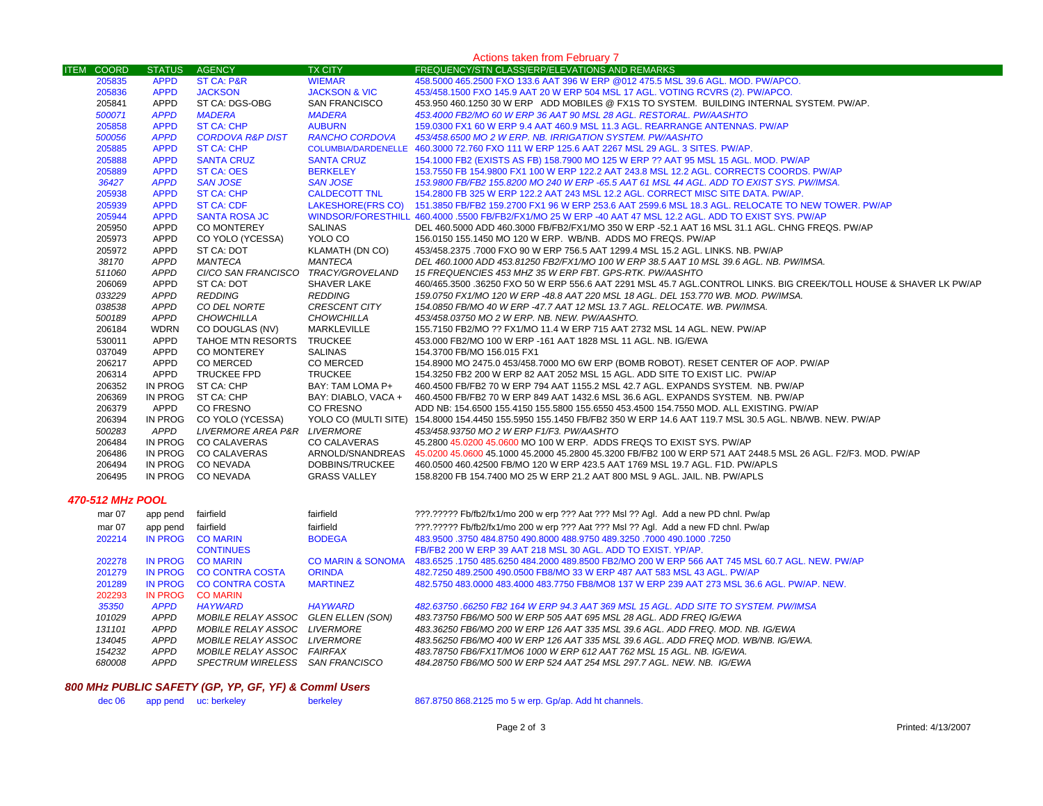## Actions taken from February 7

| ITEM | COORD | STATUS | AGENCY | TX CITY | FREQUENCY/STN CLASS/ERP/ELEVATIONS AND REMARKS |
|---|---|---|---|---|---|
| | 205835 | APPD | ST CA: P&R | WIEMAR | 458.5000 465.2500 FXO 133.6 AAT 396 W ERP @012 475.5 MSL 39.6 AGL. MOD. PW/APCO. |
| | 205836 | APPD | JACKSON | JACKSON & VIC | 453/458.1500 FXO 145.9 AAT 20 W ERP 504 MSL 17 AGL. VOTING RCVRS (2). PW/APCO. |
| | 205841 | APPD | ST CA: DGS-OBG | SAN FRANCISCO | 453.950 460.1250 30 W ERP ADD MOBILES @ FX1S TO SYSTEM. BUILDING INTERNAL SYSTEM. PW/AP. |
| | *500071* | *APPD* | *MADERA* | *MADERA* | *453.4000 FB2/MO 60 W ERP 36 AAT 90 MSL 28 AGL. RESTORAL. PW/AASHTO* |
| | 205858 | APPD | ST CA: CHP | AUBURN | 159.0300 FX1 60 W ERP 9.4 AAT 460.9 MSL 11.3 AGL. REARRANGE ANTENNAS. PW/AP |
| | *500056* | *APPD* | *CORDOVA R&P DIST* | *RANCHO CORDOVA* | *453/458.6500 MO 2 W ERP. NB. IRRIGATION SYSTEM. PW/AASHTO* |
| | 205885 | APPD | ST CA: CHP | COLUMBIA/DARDENELLE | 460.3000 72.760 FXO 111 W ERP 125.6 AAT 2267 MSL 29 AGL. 3 SITES. PW/AP. |
| | 205888 | APPD | SANTA CRUZ | SANTA CRUZ | 154.1000 FB2 (EXISTS AS FB) 158.7900 MO 125 W ERP ?? AAT 95 MSL 15 AGL. MOD. PW/AP |
| | 205889 | APPD | ST CA: OES | BERKELEY | 153.7550 FB 154.9800 FX1 100 W ERP 122.2 AAT 243.8 MSL 12.2 AGL. CORRECTS COORDS. PW/AP |
| | *36427* | *APPD* | *SAN JOSE* | *SAN JOSE* | *153.9800 FB/FB2 155.8200 MO 240 W ERP -65.5 AAT 61 MSL 44 AGL. ADD TO EXIST SYS. PW/IMSA.* |
| | 205938 | APPD | ST CA: CHP | CALDECOTT TNL | 154.2800 FB 325 W ERP 122.2 AAT 243 MSL 12.2 AGL. CORRECT MISC SITE DATA. PW/AP. |
| | 205939 | APPD | ST CA: CDF | LAKESHORE(FRS CO) | 151.3850 FB/FB2 159.2700 FX1 96 W ERP 253.6 AAT 2599.6 MSL 18.3 AGL. RELOCATE TO NEW TOWER. PW/AP |
| | 205944 | APPD | SANTA ROSA JC | WINDSOR/FORESTHILL | 460.4000 .5500 FB/FB2/FX1/MO 25 W ERP -40 AAT 47 MSL 12.2 AGL. ADD TO EXIST SYS. PW/AP |
| | 205950 | APPD | CO MONTEREY | SALINAS | DEL 460.5000 ADD 460.3000 FB/FB2/FX1/MO 350 W ERP -52.1 AAT 16 MSL 31.1 AGL. CHNG FREQS. PW/AP |
| | 205973 | APPD | CO YOLO (YCESSA) | YOLO CO | 156.0150 155.1450 MO 120 W ERP. WB/NB. ADDS MO FREQS. PW/AP |
| | 205972 | APPD | ST CA: DOT | KLAMATH (DN CO) | 453/458.2375 .7000 FXO 90 W ERP 756.5 AAT 1299.4 MSL 15.2 AGL. LINKS. NB. PW/AP |
| | *38170* | *APPD* | *MANTECA* | *MANTECA* | *DEL 460.1000 ADD 453.81250 FB2/FX1/MO 100 W ERP 38.5 AAT 10 MSL 39.6 AGL. NB. PW/IMSA.* |
| | *511060* | *APPD* | *CI/CO SAN FRANCISCO* | *TRACY/GROVELAND* | *15 FREQUENCIES 453 MHZ 35 W ERP FBT. GPS-RTK. PW/AASHTO* |
| | 206069 | APPD | ST CA: DOT | SHAVER LAKE | 460/465.3500 .36250 FXO 50 W ERP 556.6 AAT 2291 MSL 45.7 AGL.CONTROL LINKS. BIG CREEK/TOLL HOUSE & SHAVER LK PW/AP |
| | *033229* | *APPD* | *REDDING* | *REDDING* | *159.0750 FX1/MO 120 W ERP -48.8 AAT 220 MSL 18 AGL. DEL 153.770 WB. MOD. PW/IMSA.* |
| | *038538* | *APPD* | *CO DEL NORTE* | *CRESCENT CITY* | *154.0850 FB/MO 40 W ERP -47.7 AAT 12 MSL 13.7 AGL. RELOCATE. WB. PW/IMSA.* |
| | *500189* | *APPD* | *CHOWCHILLA* | *CHOWCHILLA* | *453/458.03750 MO 2 W ERP. NB. NEW. PW/AASHTO.* |
| | 206184 | WDRN | CO DOUGLAS (NV) | MARKLEVILLE | 155.7150 FB2/MO ?? FX1/MO 11.4 W ERP 715 AAT 2732 MSL 14 AGL. NEW. PW/AP |
| | 530011 | APPD | TAHOE MTN RESORTS | TRUCKEE | 453.000 FB2/MO 100 W ERP -161 AAT 1828 MSL 11 AGL. NB. IG/EWA |
| | 037049 | APPD | CO MONTEREY | SALINAS | 154.3700 FB/MO 156.015 FX1 |
| | 206217 | APPD | CO MERCED | CO MERCED | 154.8900 MO 2475.0 453/458.7000 MO 6W ERP (BOMB ROBOT). RESET CENTER OF AOP. PW/AP |
| | 206314 | APPD | TRUCKEE FPD | TRUCKEE | 154.3250 FB2 200 W ERP 82 AAT 2052 MSL 15 AGL. ADD SITE TO EXIST LIC. PW/AP |
| | 206352 | IN PROG | ST CA: CHP | BAY: TAM LOMA P+ | 460.4500 FB/FB2 70 W ERP 794 AAT 1155.2 MSL 42.7 AGL. EXPANDS SYSTEM. NB. PW/AP |
| | 206369 | IN PROG | ST CA: CHP | BAY: DIABLO, VACA + | 460.4500 FB/FB2 70 W ERP 849 AAT 1432.6 MSL 36.6 AGL. EXPANDS SYSTEM. NB. PW/AP |
| | 206379 | APPD | CO FRESNO | CO FRESNO | ADD NB: 154.6500 155.4150 155.5800 155.6550 453.4500 154.7550 MOD. ALL EXISTING. PW/AP |
| | 206394 | IN PROG | CO YOLO (YCESSA) | YOLO CO (MULTI SITE) | 154.8000 154.4450 155.5950 155.1450 FB/FB2 350 W ERP 14.6 AAT 119.7 MSL 30.5 AGL. NB/WB. NEW. PW/AP |
| | *500283* | *APPD* | *LIVERMORE AREA P&R* | *LIVERMORE* | *453/458.93750 MO 2 W ERP F1/F3. PW/AASHTO* |
| | 206484 | IN PROG | CO CALAVERAS | CO CALAVERAS | 45.2800 45.0200 45.0600 MO 100 W ERP. ADDS FREQS TO EXIST SYS. PW/AP |
| | 206486 | IN PROG | CO CALAVERAS | ARNOLD/SNANDREAS | 45.0200 45.0600 45.1000 45.2000 45.2800 45.3200 FB/FB2 100 W ERP 571 AAT 2448.5 MSL 26 AGL. F2/F3. MOD. PW/AP |
| | 206494 | IN PROG | CO NEVADA | DOBBINS/TRUCKEE | 460.0500 460.42500 FB/MO 120 W ERP 423.5 AAT 1769 MSL 19.7 AGL. F1D. PW/APLS |
| | 206495 | IN PROG | CO NEVADA | GRASS VALLEY | 158.8200 FB 154.7400 MO 25 W ERP 21.2 AAT 800 MSL 9 AGL. JAIL. NB. PW/APLS |

### *470-512 MHz POOL*

| ITEM | COORD | STATUS | AGENCY | TX CITY | FREQUENCY/STN CLASS/ERP/ELEVATIONS AND REMARKS |
|---|---|---|---|---|---|
| | mar 07 | app pend | fairfield | fairfield | ???.????? Fb/fb2/fx1/mo 200 w erp ??? Aat ??? Msl ?? Agl. Add a new PD chnl. Pw/ap |
| | mar 07 | app pend | fairfield | fairfield | ???.????? Fb/fb2/fx1/mo 200 w erp ??? Aat ??? Msl ?? Agl. Add a new FD chnl. Pw/ap |
| | 202214 | IN PROG | CO MARIN | BODEGA | 483.9500 .3750 484.8750 490.8000 488.9750 489.3250 .7000 490.1000 .7250 |
| | | | CONTINUES | | FB/FB2 200 W ERP 39 AAT 218 MSL 30 AGL. ADD TO EXIST. YP/AP. |
| | 202278 | IN PROG | CO MARIN | CO MARIN & SONOMA | 483.6525 .1750 485.6250 484.2000 489.8500 FB2/MO 200 W ERP 566 AAT 745 MSL 60.7 AGL. NEW. PW/AP |
| | 201279 | IN PROG | CO CONTRA COSTA | ORINDA | 482.7250 489.2500 490.0500 FB8/MO 33 W ERP 487 AAT 583 MSL 43 AGL. PW/AP |
| | 201289 | IN PROG | CO CONTRA COSTA | MARTINEZ | 482.5750 483.0000 483.4000 483.7750 FB8/MO8 137 W ERP 239 AAT 273 MSL 36.6 AGL. PW/AP. NEW. |
| | 202293 | IN PROG | CO MARIN | | |
| | *35350* | *APPD* | *HAYWARD* | *HAYWARD* | *482.63750 .66250 FB2 164 W ERP 94.3 AAT 369 MSL 15 AGL. ADD SITE TO SYSTEM. PW/IMSA* |
| | *101029* | *APPD* | *MOBILE RELAY ASSOC* | *GLEN ELLEN (SON)* | *483.73750 FB6/MO 500 W ERP 505 AAT 695 MSL 28 AGL. ADD FREQ IG/EWA* |
| | *131101* | *APPD* | *MOBILE RELAY ASSOC* | *LIVERMORE* | *483.36250 FB6/MO 200 W ERP 126 AAT 335 MSL 39.6 AGL. ADD FREQ. MOD. NB. IG/EWA* |
| | *134045* | *APPD* | *MOBILE RELAY ASSOC* | *LIVERMORE* | *483.56250 FB6/MO 400 W ERP 126 AAT 335 MSL 39.6 AGL. ADD FREQ MOD. WB/NB. IG/EWA.* |
| | *154232* | *APPD* | *MOBILE RELAY ASSOC* | *FAIRFAX* | *483.78750 FB6/FX1T/MO6 1000 W ERP 612 AAT 762 MSL 15 AGL. NB. IG/EWA.* |
| | *680008* | *APPD* | *SPECTRUM WIRELESS* | *SAN FRANCISCO* | *484.28750 FB6/MO 500 W ERP 524 AAT 254 MSL 297.7 AGL. NEW. NB. IG/EWA* |

### *800 MHz PUBLIC SAFETY (GP, YP, GF, YF) & Comml Users*

| ITEM | COORD | STATUS | AGENCY | TX CITY | FREQUENCY/STN CLASS/ERP/ELEVATIONS AND REMARKS |
|---|---|---|---|---|---|
| | dec 06 | app pend | uc: berkeley | berkeley | 867.8750 868.2125 mo 5 w erp. Gp/ap. Add ht channels. |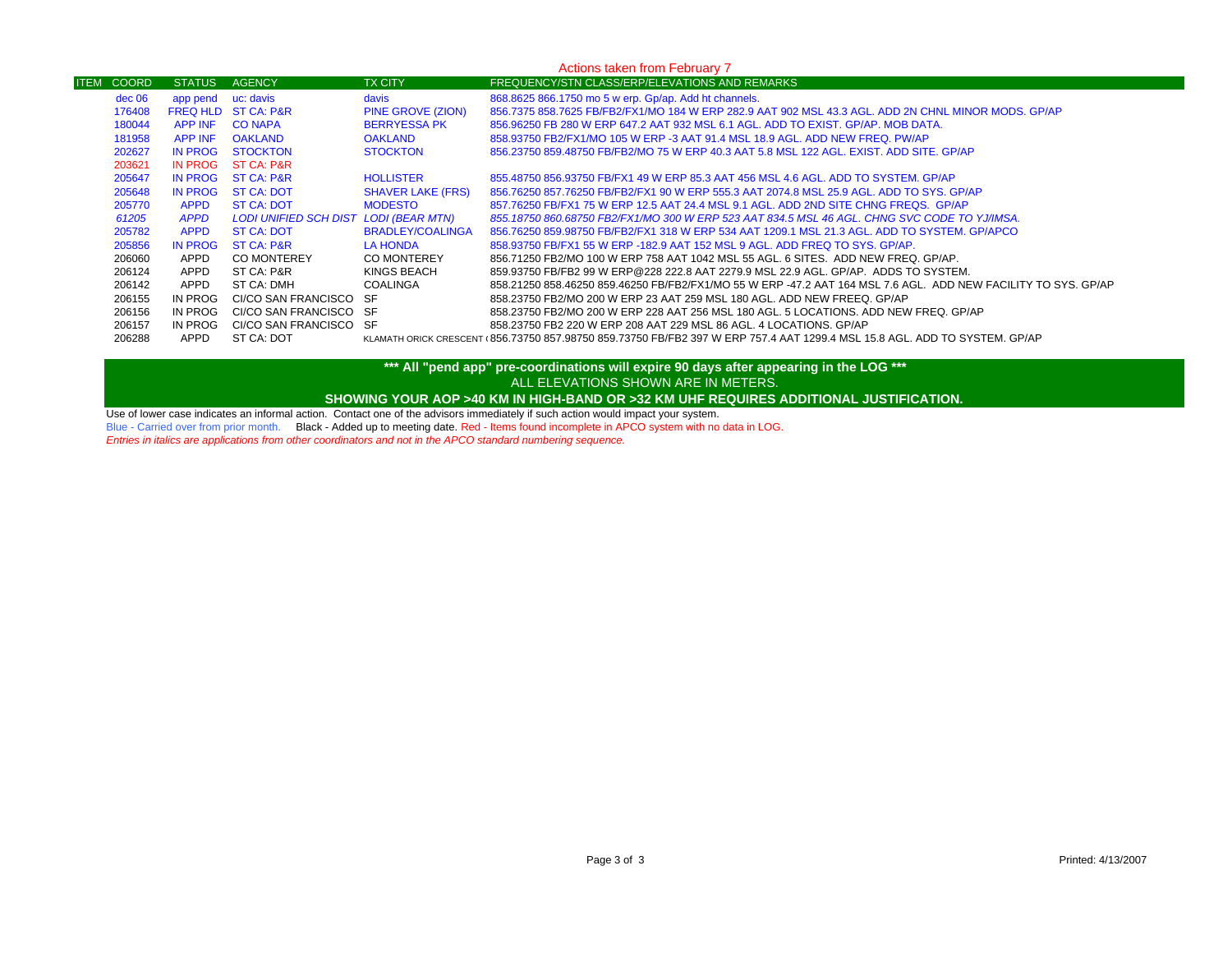Actions taken from February 7

| ITEM | COORD | STATUS | AGENCY | TX CITY | FREQUENCY/STN CLASS/ERP/ELEVATIONS AND REMARKS |
|---|---|---|---|---|---|
| | dec 06 | app pend | uc: davis | davis | 868.8625 866.1750 mo 5 w erp. Gp/ap. Add ht channels. |
| | 176408 | FREQ HLD | ST CA: P&R | PINE GROVE (ZION) | 856.7375 858.7625 FB/FB2/FX1/MO 184 W ERP 282.9 AAT 902 MSL 43.3 AGL. ADD 2N CHNL MINOR MODS. GP/AP |
| | 180044 | APP INF | CO NAPA | BERRYESSA PK | 856.96250 FB 280 W ERP 647.2 AAT 932 MSL 6.1 AGL. ADD TO EXIST. GP/AP. MOB DATA. |
| | 181958 | APP INF | OAKLAND | OAKLAND | 858.93750 FB2/FX1/MO 105 W ERP -3 AAT 91.4 MSL 18.9 AGL. ADD NEW FREQ. PW/AP |
| | 202627 | IN PROG | STOCKTON | STOCKTON | 856.23750 859.48750 FB/FB2/MO 75 W ERP 40.3 AAT 5.8 MSL 122 AGL. EXIST. ADD SITE. GP/AP |
| | 203621 | IN PROG | ST CA: P&R | | |
| | 205647 | IN PROG | ST CA: P&R | HOLLISTER | 855.48750 856.93750 FB/FX1 49 W ERP 85.3 AAT 456 MSL 4.6 AGL. ADD TO SYSTEM. GP/AP |
| | 205648 | IN PROG | ST CA: DOT | SHAVER LAKE (FRS) | 856.76250 857.76250 FB/FB2/FX1 90 W ERP 555.3 AAT 2074.8 MSL 25.9 AGL. ADD TO SYS. GP/AP |
| | 205770 | APPD | ST CA: DOT | MODESTO | 857.76250 FB/FX1 75 W ERP 12.5 AAT 24.4 MSL 9.1 AGL. ADD 2ND SITE CHNG FREQS. GP/AP |
| | *61205* | *APPD* | *LODI UNIFIED SCH DIST* | *LODI (BEAR MTN)* | *855.18750 860.68750 FB2/FX1/MO 300 W ERP 523 AAT 834.5 MSL 46 AGL. CHNG SVC CODE TO YJ/IMSA.* |
| | 205782 | APPD | ST CA: DOT | BRADLEY/COALINGA | 856.76250 859.98750 FB/FB2/FX1 318 W ERP 534 AAT 1209.1 MSL 21.3 AGL. ADD TO SYSTEM. GP/APCO |
| | 205856 | IN PROG | ST CA: P&R | LA HONDA | 858.93750 FB/FX1 55 W ERP -182.9 AAT 152 MSL 9 AGL. ADD FREQ TO SYS. GP/AP. |
| | 206060 | APPD | CO MONTEREY | CO MONTEREY | 856.71250 FB2/MO 100 W ERP 758 AAT 1042 MSL 55 AGL. 6 SITES. ADD NEW FREQ. GP/AP. |
| | 206124 | APPD | ST CA: P&R | KINGS BEACH | 859.93750 FB/FB2 99 W ERP@228 222.8 AAT 2279.9 MSL 22.9 AGL. GP/AP. ADDS TO SYSTEM. |
| | 206142 | APPD | ST CA: DMH | COALINGA | 858.21250 858.46250 859.46250 FB/FB2/FX1/MO 55 W ERP -47.2 AAT 164 MSL 7.6 AGL. ADD NEW FACILITY TO SYS. GP/AP |
| | 206155 | IN PROG | CI/CO SAN FRANCISCO | SF | 858.23750 FB2/MO 200 W ERP 23 AAT 259 MSL 180 AGL. ADD NEW FREEQ. GP/AP |
| | 206156 | IN PROG | CI/CO SAN FRANCISCO | SF | 858.23750 FB2/MO 200 W ERP 228 AAT 256 MSL 180 AGL. 5 LOCATIONS. ADD NEW FREQ. GP/AP |
| | 206157 | IN PROG | CI/CO SAN FRANCISCO | SF | 858.23750 FB2 220 W ERP 208 AAT 229 MSL 86 AGL. 4 LOCATIONS. GP/AP |
| | 206288 | APPD | ST CA: DOT | KLAMATH ORICK CRESCENT ( | 856.73750 857.98750 859.73750 FB/FB2 397 W ERP 757.4 AAT 1299.4 MSL 15.8 AGL. ADD TO SYSTEM. GP/AP |

**\*\*\* All "pend app" pre-coordinations will expire 90 days after appearing in the LOG \*\*\***

ALL ELEVATIONS SHOWN ARE IN METERS.

**SHOWING YOUR AOP >40 KM IN HIGH-BAND OR >32 KM UHF REQUIRES ADDITIONAL JUSTIFICATION.**

Use of lower case indicates an informal action. Contact one of the advisors immediately if such action would impact your system.

Blue - Carried over from prior month. Black - Added up to meeting date. Red - Items found incomplete in APCO system with no data in LOG.

*Entries in italics are applications from other coordinators and not in the APCO standard numbering sequence.*

Printed: 4/13/2007